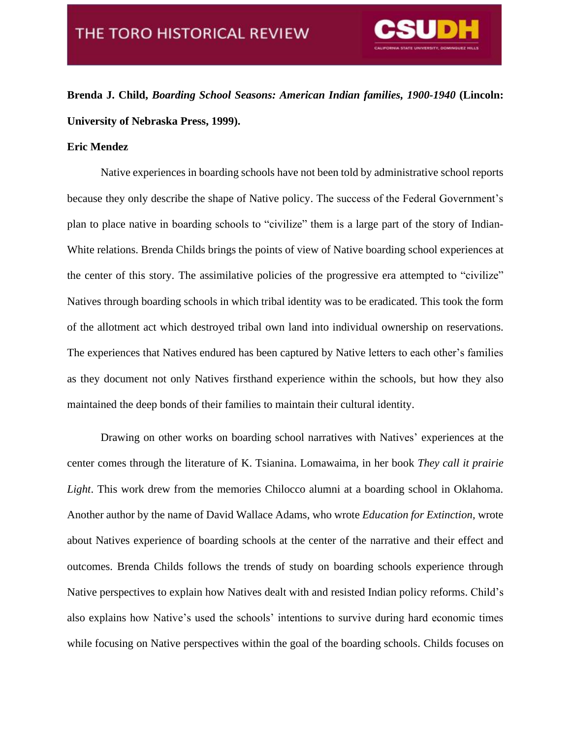**Brenda J. Child, *Boarding School Seasons: American Indian families, 1900-1940* (Lincoln: University of Nebraska Press, 1999).**

**Eric Mendez**

Native experiences in boarding schools have not been told by administrative school reports because they only describe the shape of Native policy. The success of the Federal Government's plan to place native in boarding schools to "civilize" them is a large part of the story of Indian-White relations. Brenda Childs brings the points of view of Native boarding school experiences at the center of this story. The assimilative policies of the progressive era attempted to "civilize" Natives through boarding schools in which tribal identity was to be eradicated. This took the form of the allotment act which destroyed tribal own land into individual ownership on reservations. The experiences that Natives endured has been captured by Native letters to each other's families as they document not only Natives firsthand experience within the schools, but how they also maintained the deep bonds of their families to maintain their cultural identity.

Drawing on other works on boarding school narratives with Natives' experiences at the center comes through the literature of K. Tsianina. Lomawaima, in her book *They call it prairie Light*. This work drew from the memories Chilocco alumni at a boarding school in Oklahoma. Another author by the name of David Wallace Adams, who wrote *Education for Extinction*, wrote about Natives experience of boarding schools at the center of the narrative and their effect and outcomes. Brenda Childs follows the trends of study on boarding schools experience through Native perspectives to explain how Natives dealt with and resisted Indian policy reforms. Child's also explains how Native's used the schools' intentions to survive during hard economic times while focusing on Native perspectives within the goal of the boarding schools. Childs focuses on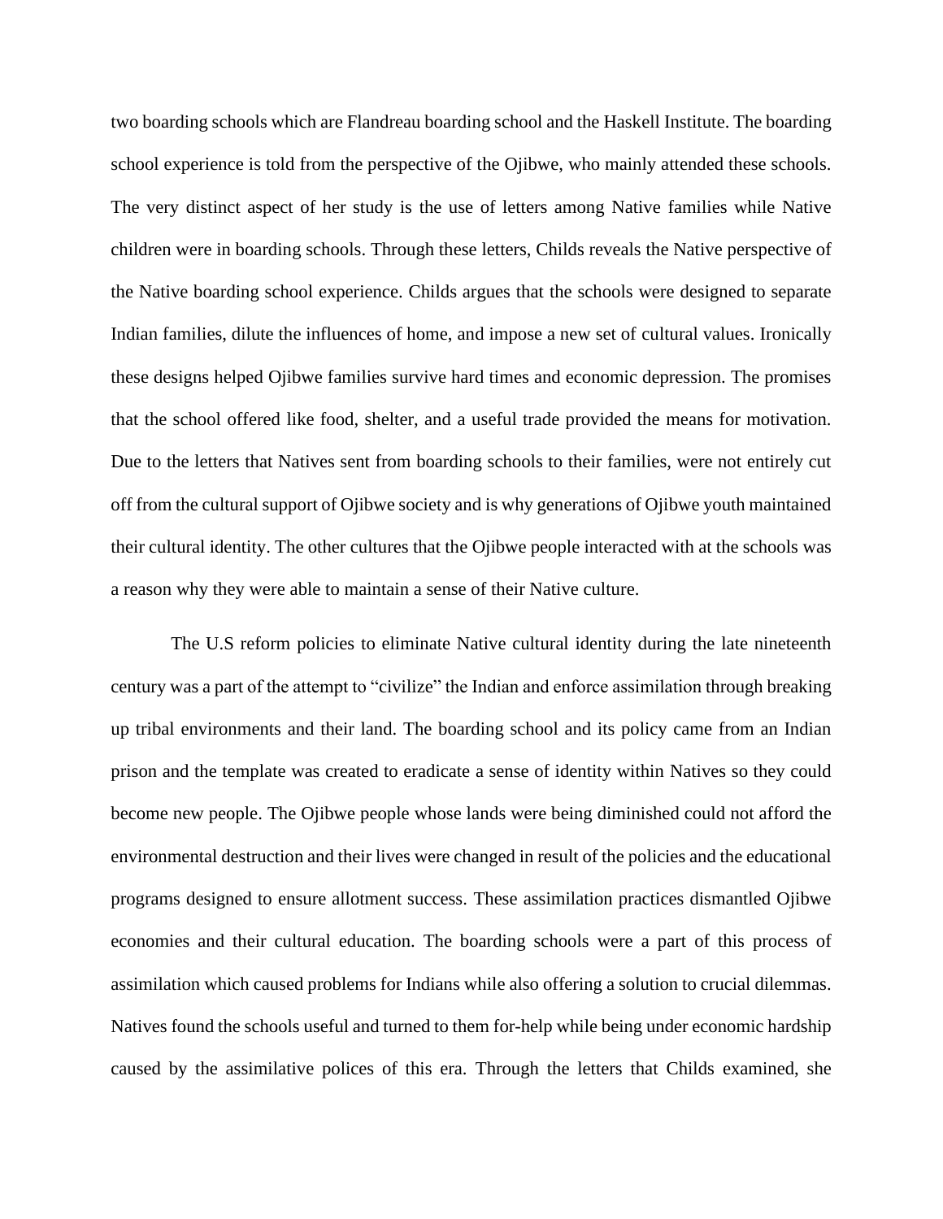two boarding schools which are Flandreau boarding school and the Haskell Institute. The boarding school experience is told from the perspective of the Ojibwe, who mainly attended these schools. The very distinct aspect of her study is the use of letters among Native families while Native children were in boarding schools. Through these letters, Childs reveals the Native perspective of the Native boarding school experience. Childs argues that the schools were designed to separate Indian families, dilute the influences of home, and impose a new set of cultural values. Ironically these designs helped Ojibwe families survive hard times and economic depression. The promises that the school offered like food, shelter, and a useful trade provided the means for motivation. Due to the letters that Natives sent from boarding schools to their families, were not entirely cut off from the cultural support of Ojibwe society and is why generations of Ojibwe youth maintained their cultural identity. The other cultures that the Ojibwe people interacted with at the schools was a reason why they were able to maintain a sense of their Native culture.

The U.S reform policies to eliminate Native cultural identity during the late nineteenth century was a part of the attempt to "civilize" the Indian and enforce assimilation through breaking up tribal environments and their land. The boarding school and its policy came from an Indian prison and the template was created to eradicate a sense of identity within Natives so they could become new people. The Ojibwe people whose lands were being diminished could not afford the environmental destruction and their lives were changed in result of the policies and the educational programs designed to ensure allotment success. These assimilation practices dismantled Ojibwe economies and their cultural education. The boarding schools were a part of this process of assimilation which caused problems for Indians while also offering a solution to crucial dilemmas. Natives found the schools useful and turned to them for-help while being under economic hardship caused by the assimilative polices of this era. Through the letters that Childs examined, she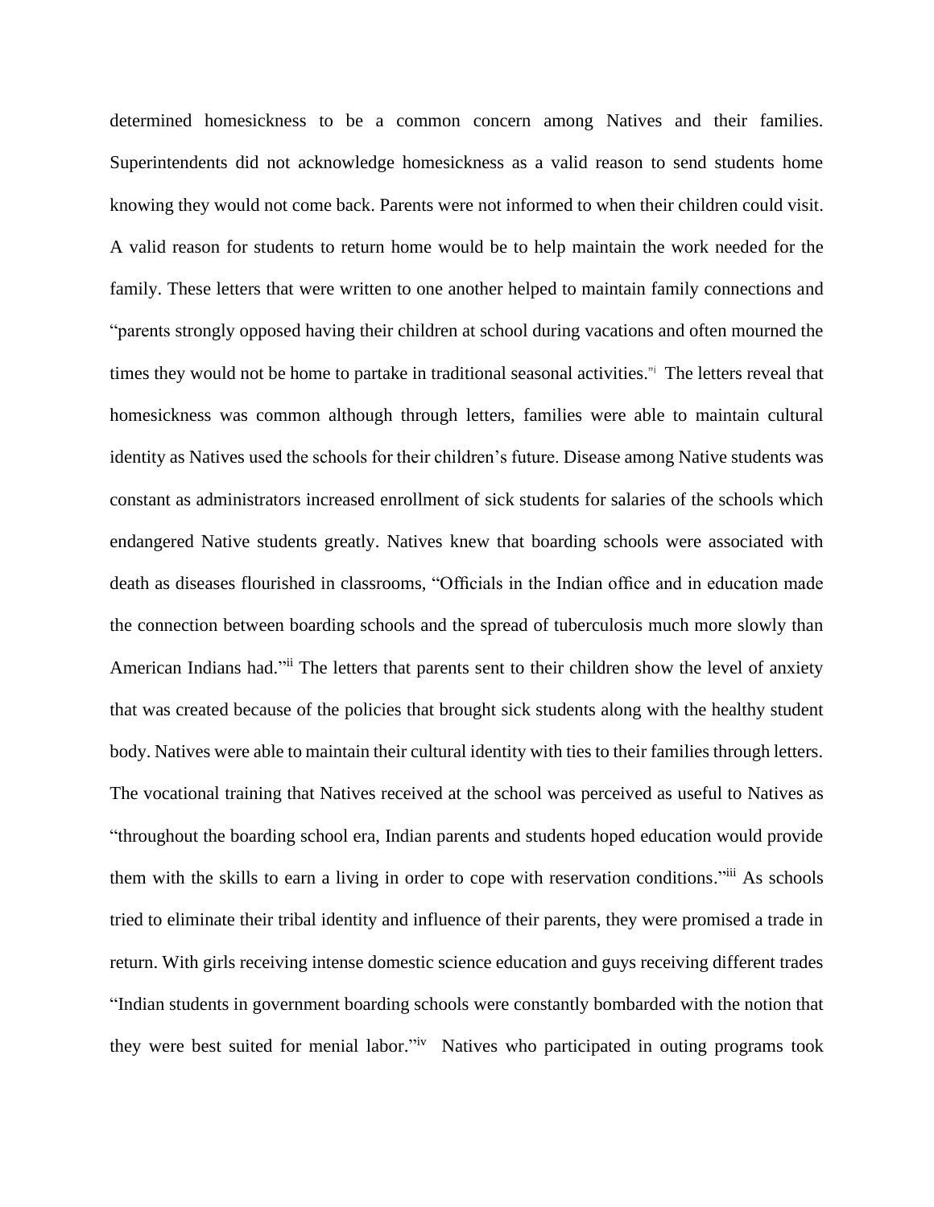determined homesickness to be a common concern among Natives and their families. Superintendents did not acknowledge homesickness as a valid reason to send students home knowing they would not come back. Parents were not informed to when their children could visit. A valid reason for students to return home would be to help maintain the work needed for the family. These letters that were written to one another helped to maintain family connections and "parents strongly opposed having their children at school during vacations and often mourned the times they would not be home to partake in traditional seasonal activities."[i] The letters reveal that homesickness was common although through letters, families were able to maintain cultural identity as Natives used the schools for their children's future. Disease among Native students was constant as administrators increased enrollment of sick students for salaries of the schools which endangered Native students greatly. Natives knew that boarding schools were associated with death as diseases flourished in classrooms, "Officials in the Indian office and in education made the connection between boarding schools and the spread of tuberculosis much more slowly than American Indians had."[ii] The letters that parents sent to their children show the level of anxiety that was created because of the policies that brought sick students along with the healthy student body. Natives were able to maintain their cultural identity with ties to their families through letters. The vocational training that Natives received at the school was perceived as useful to Natives as "throughout the boarding school era, Indian parents and students hoped education would provide them with the skills to earn a living in order to cope with reservation conditions."[iii] As schools tried to eliminate their tribal identity and influence of their parents, they were promised a trade in return. With girls receiving intense domestic science education and guys receiving different trades "Indian students in government boarding schools were constantly bombarded with the notion that they were best suited for menial labor."[iv] Natives who participated in outing programs took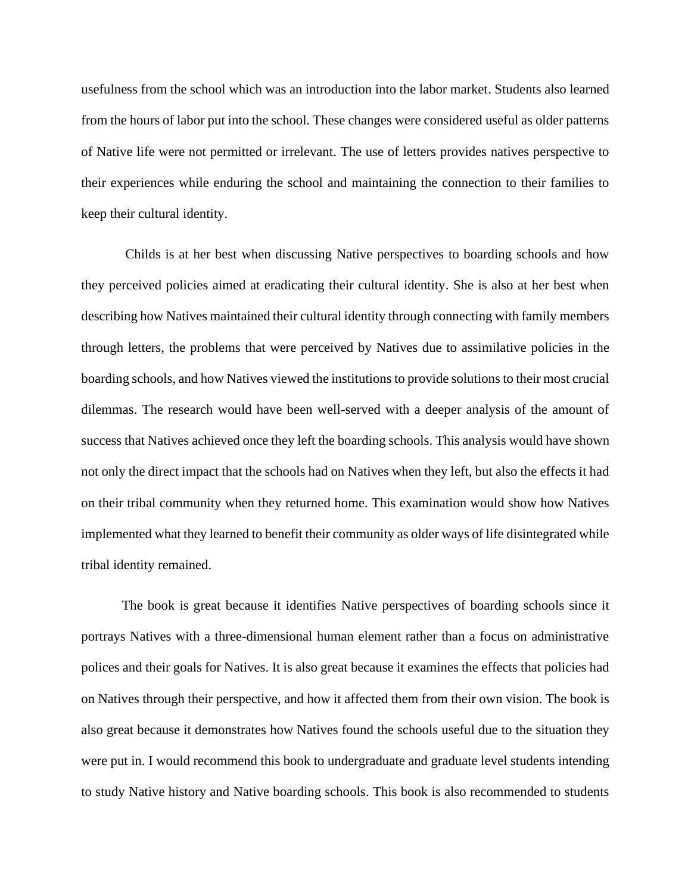usefulness from the school which was an introduction into the labor market. Students also learned from the hours of labor put into the school. These changes were considered useful as older patterns of Native life were not permitted or irrelevant. The use of letters provides natives perspective to their experiences while enduring the school and maintaining the connection to their families to keep their cultural identity.

Childs is at her best when discussing Native perspectives to boarding schools and how they perceived policies aimed at eradicating their cultural identity. She is also at her best when describing how Natives maintained their cultural identity through connecting with family members through letters, the problems that were perceived by Natives due to assimilative policies in the boarding schools, and how Natives viewed the institutions to provide solutions to their most crucial dilemmas. The research would have been well-served with a deeper analysis of the amount of success that Natives achieved once they left the boarding schools. This analysis would have shown not only the direct impact that the schools had on Natives when they left, but also the effects it had on their tribal community when they returned home. This examination would show how Natives implemented what they learned to benefit their community as older ways of life disintegrated while tribal identity remained.

The book is great because it identifies Native perspectives of boarding schools since it portrays Natives with a three-dimensional human element rather than a focus on administrative polices and their goals for Natives. It is also great because it examines the effects that policies had on Natives through their perspective, and how it affected them from their own vision. The book is also great because it demonstrates how Natives found the schools useful due to the situation they were put in. I would recommend this book to undergraduate and graduate level students intending to study Native history and Native boarding schools. This book is also recommended to students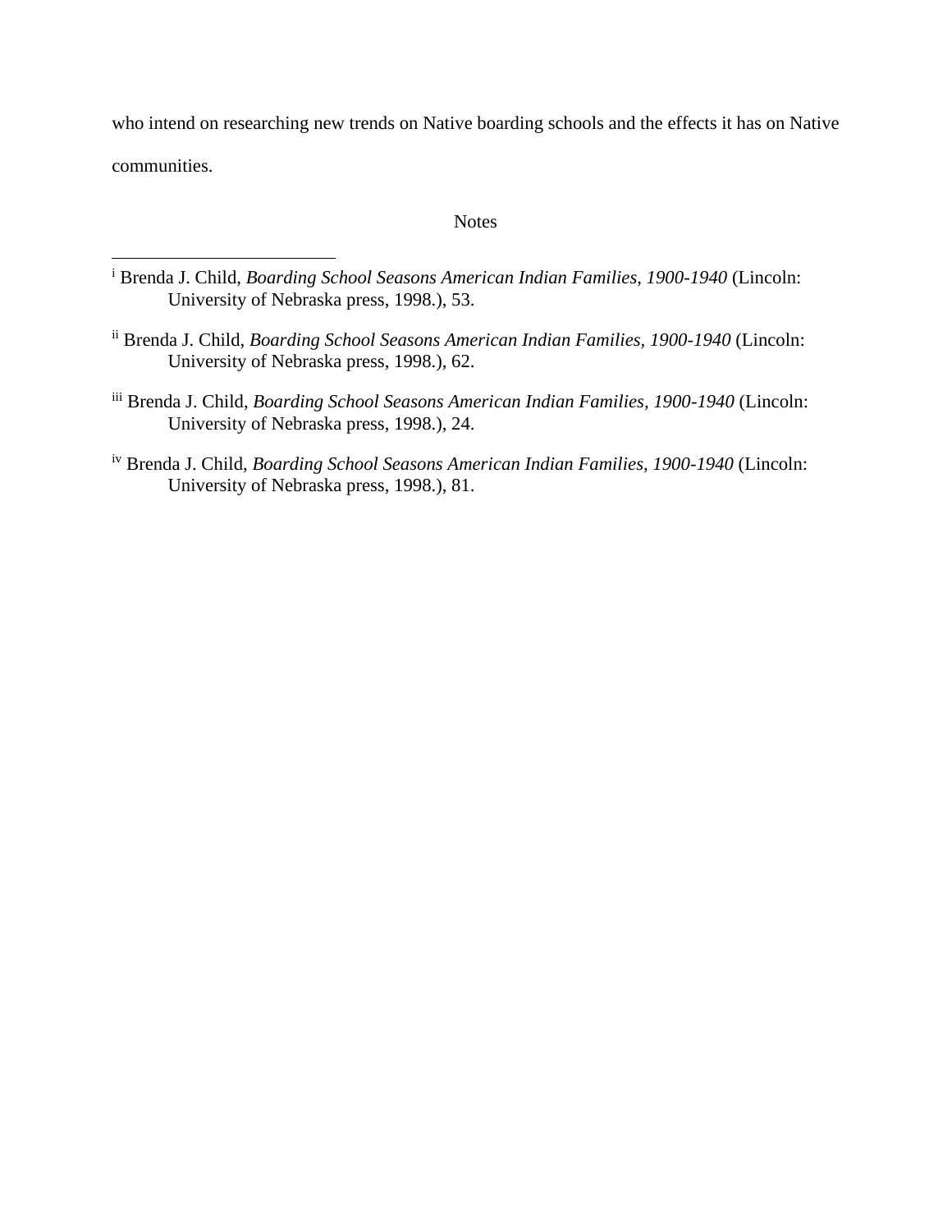who intend on researching new trends on Native boarding schools and the effects it has on Native communities.

Notes

[i] Brenda J. Child, *Boarding School Seasons American Indian Families, 1900-1940* (Lincoln: University of Nebraska press, 1998.), 53.

[ii] Brenda J. Child, *Boarding School Seasons American Indian Families, 1900-1940* (Lincoln: University of Nebraska press, 1998.), 62.

[iii] Brenda J. Child, *Boarding School Seasons American Indian Families, 1900-1940* (Lincoln: University of Nebraska press, 1998.), 24.

[iv] Brenda J. Child, *Boarding School Seasons American Indian Families, 1900-1940* (Lincoln: University of Nebraska press, 1998.), 81.